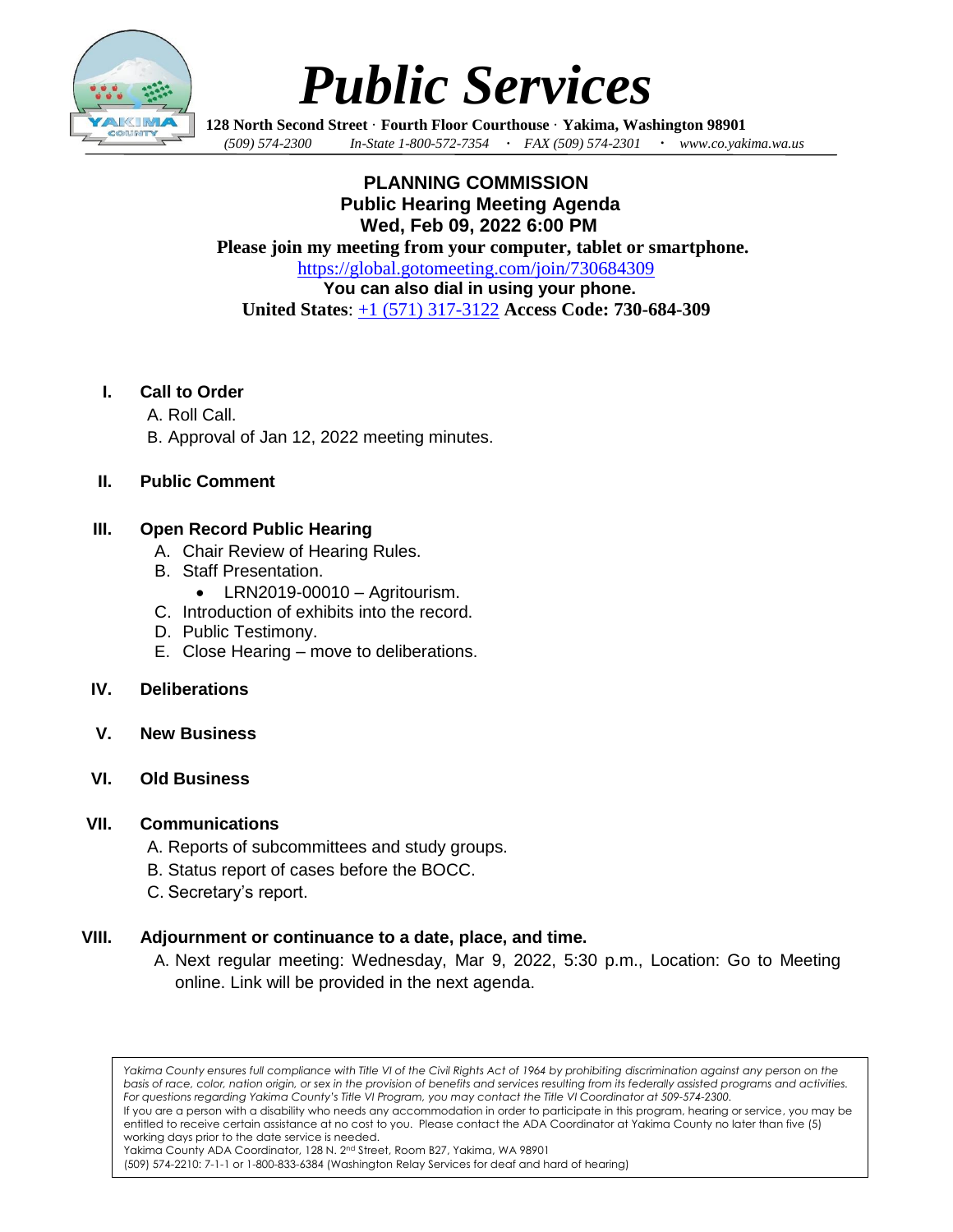# *Public Services*

**128 North Second Street · Fourth Floor Courthouse · Yakima, Washington 98901**

*(509) 574-2300 In-State 1-800-572-7354 · FAX (509) 574-2301 · www.co.yakima.wa.us*

## PLANNING COMMISSION
## Public Hearing Meeting Agenda
## Wed, Feb 09, 2022 6:00 PM

**Please join my meeting from your computer, tablet or smartphone.**

https://global.gotomeeting.com/join/730684309

**You can also dial in using your phone.**

**United States**: +1 (571) 317-3122 **Access Code: 730-684-309**

**I. Call to Order**

A. Roll Call.

B. Approval of Jan 12, 2022 meeting minutes.

**II. Public Comment**

**III. Open Record Public Hearing**

A. Chair Review of Hearing Rules.

B. Staff Presentation.

- LRN2019-00010 – Agritourism.

C. Introduction of exhibits into the record.

D. Public Testimony.

E. Close Hearing – move to deliberations.

**IV. Deliberations**

**V. New Business**

**VI. Old Business**

**VII. Communications**

A. Reports of subcommittees and study groups.

B. Status report of cases before the BOCC.

C. Secretary's report.

**VIII. Adjournment or continuance to a date, place, and time.**

A. Next regular meeting: Wednesday, Mar 9, 2022, 5:30 p.m., Location: Go to Meeting online. Link will be provided in the next agenda.

*Yakima County ensures full compliance with Title VI of the Civil Rights Act of 1964 by prohibiting discrimination against any person on the basis of race, color, nation origin, or sex in the provision of benefits and services resulting from its federally assisted programs and activities. For questions regarding Yakima County's Title VI Program, you may contact the Title VI Coordinator at 509-574-2300.*

If you are a person with a disability who needs any accommodation in order to participate in this program, hearing or service, you may be entitled to receive certain assistance at no cost to you. Please contact the ADA Coordinator at Yakima County no later than five (5) working days prior to the date service is needed.

Yakima County ADA Coordinator, 128 N. 2nd Street, Room B27, Yakima, WA 98901

(509) 574-2210: 7-1-1 or 1-800-833-6384 (Washington Relay Services for deaf and hard of hearing)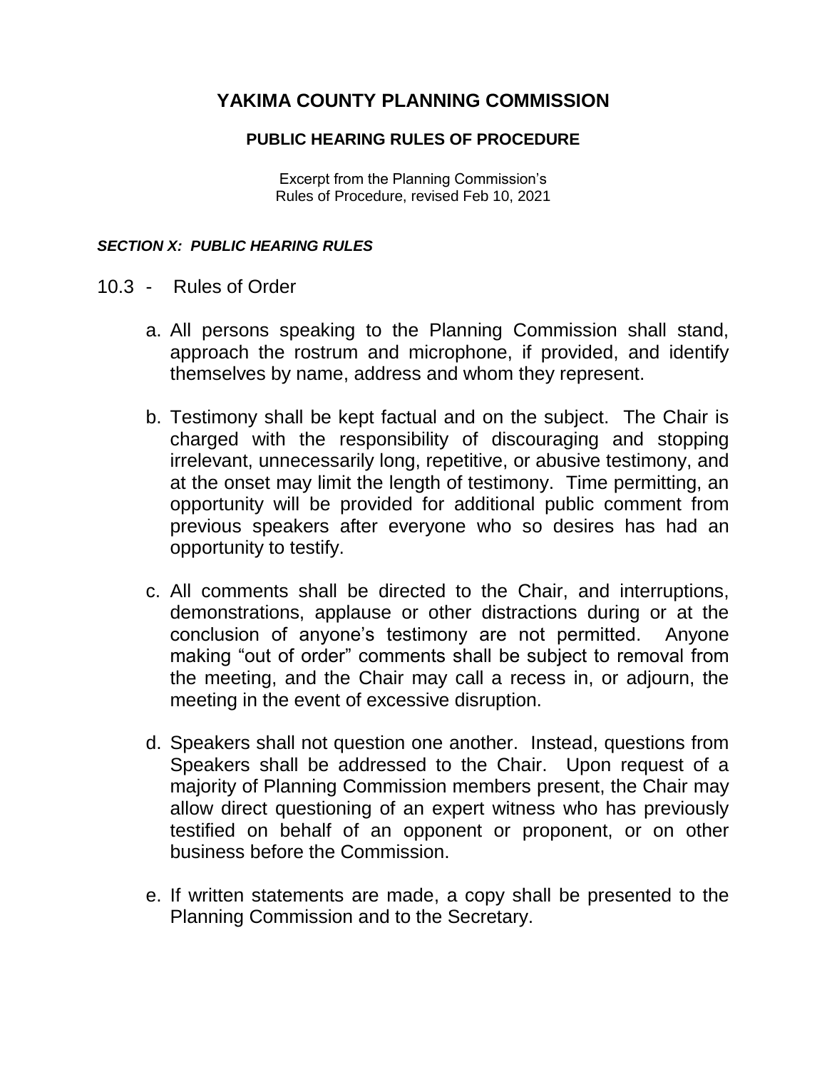# YAKIMA COUNTY PLANNING COMMISSION

## PUBLIC HEARING RULES OF PROCEDURE

Excerpt from the Planning Commission's
Rules of Procedure, revised Feb 10, 2021

***SECTION X: PUBLIC HEARING RULES***

10.3 - Rules of Order

a. All persons speaking to the Planning Commission shall stand, approach the rostrum and microphone, if provided, and identify themselves by name, address and whom they represent.

b. Testimony shall be kept factual and on the subject. The Chair is charged with the responsibility of discouraging and stopping irrelevant, unnecessarily long, repetitive, or abusive testimony, and at the onset may limit the length of testimony. Time permitting, an opportunity will be provided for additional public comment from previous speakers after everyone who so desires has had an opportunity to testify.

c. All comments shall be directed to the Chair, and interruptions, demonstrations, applause or other distractions during or at the conclusion of anyone's testimony are not permitted. Anyone making "out of order" comments shall be subject to removal from the meeting, and the Chair may call a recess in, or adjourn, the meeting in the event of excessive disruption.

d. Speakers shall not question one another. Instead, questions from Speakers shall be addressed to the Chair. Upon request of a majority of Planning Commission members present, the Chair may allow direct questioning of an expert witness who has previously testified on behalf of an opponent or proponent, or on other business before the Commission.

e. If written statements are made, a copy shall be presented to the Planning Commission and to the Secretary.